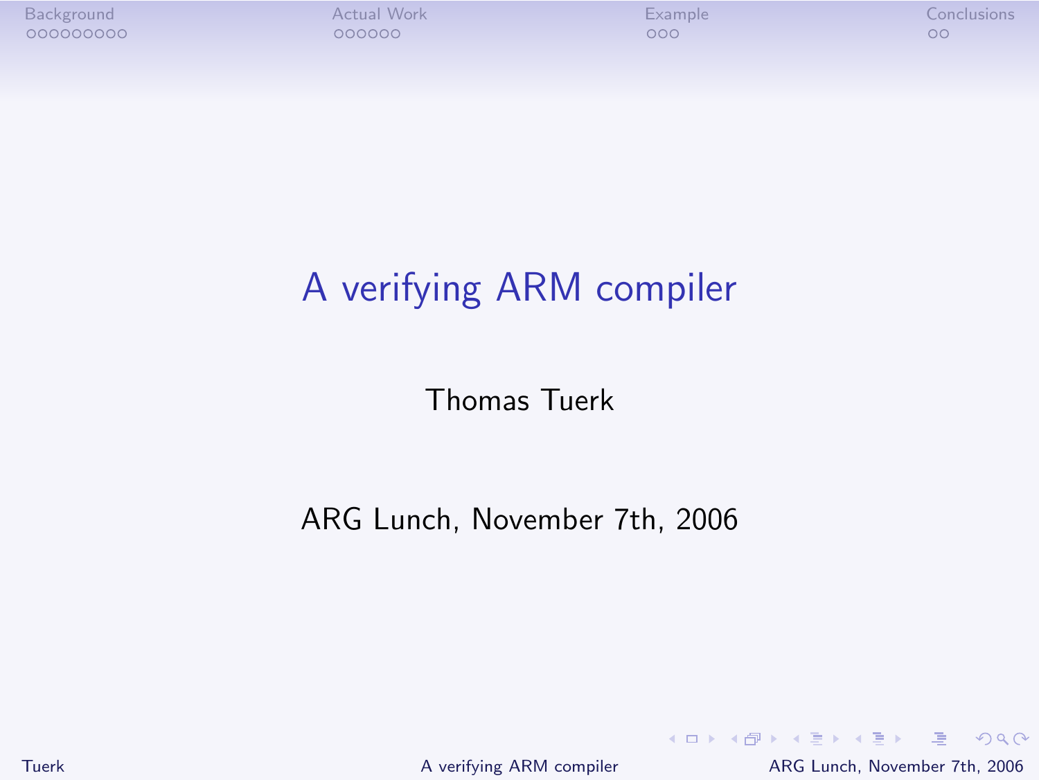# A verifying ARM compiler

Thomas Tuerk

ARG Lunch, November 7th, 2006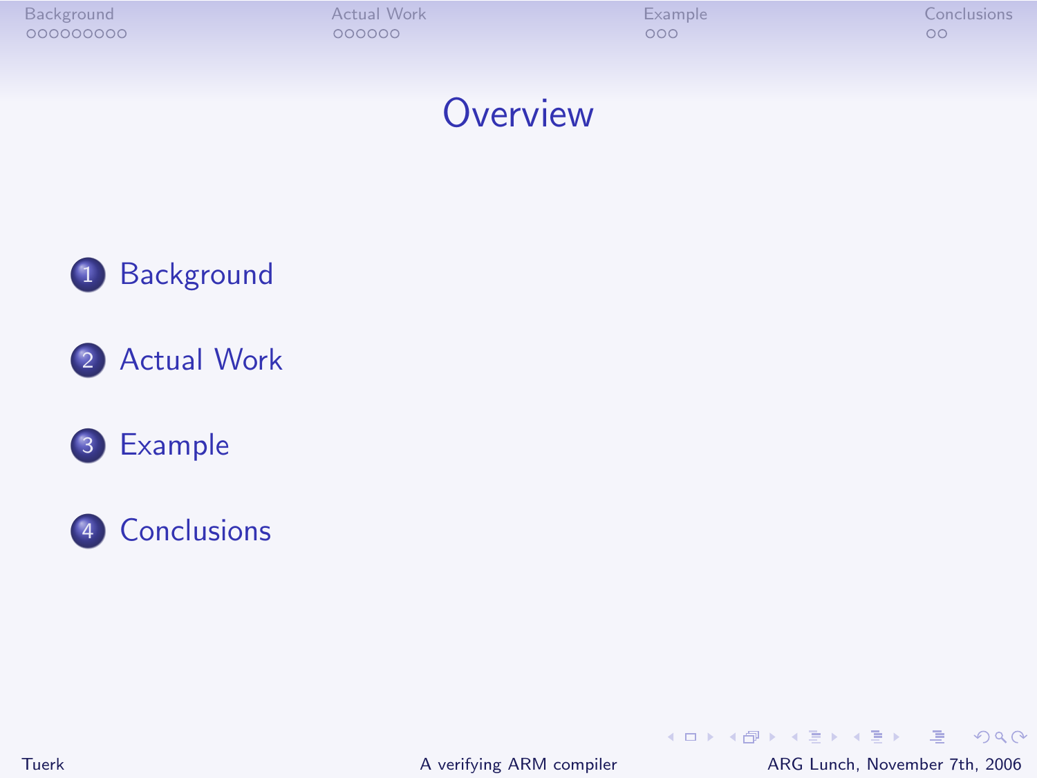# Overview

1. Background
2. Actual Work
3. Example
4. Conclusions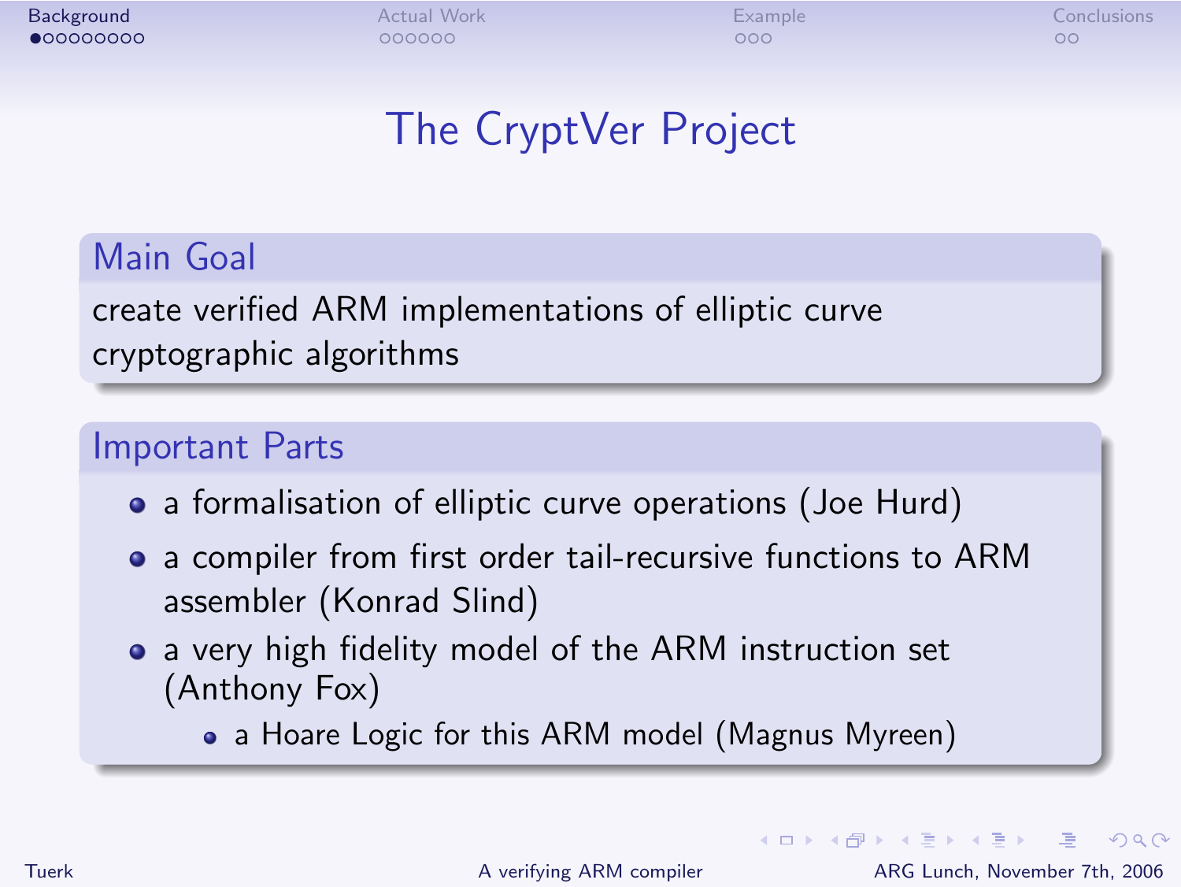# The CryptVer Project

## Main Goal

create verified ARM implementations of elliptic curve cryptographic algorithms

## Important Parts

- a formalisation of elliptic curve operations (Joe Hurd)
- a compiler from first order tail-recursive functions to ARM assembler (Konrad Slind)
- a very high fidelity model of the ARM instruction set (Anthony Fox)
  - a Hoare Logic for this ARM model (Magnus Myreen)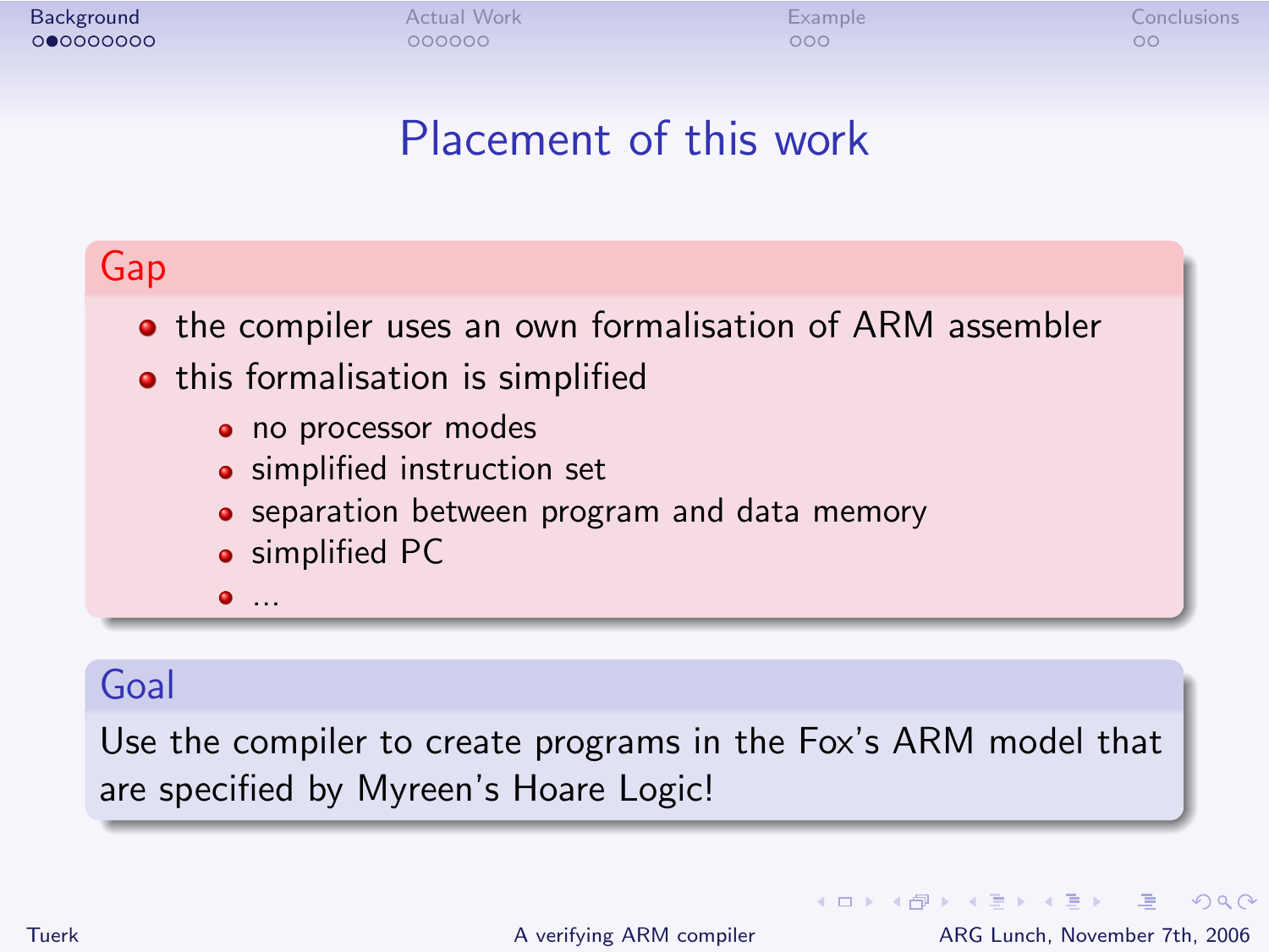# Placement of this work

## Gap

- the compiler uses an own formalisation of ARM assembler
- this formalisation is simplified
  - no processor modes
  - simplified instruction set
  - separation between program and data memory
  - simplified PC
  - ...

## Goal

Use the compiler to create programs in the Fox's ARM model that are specified by Myreen's Hoare Logic!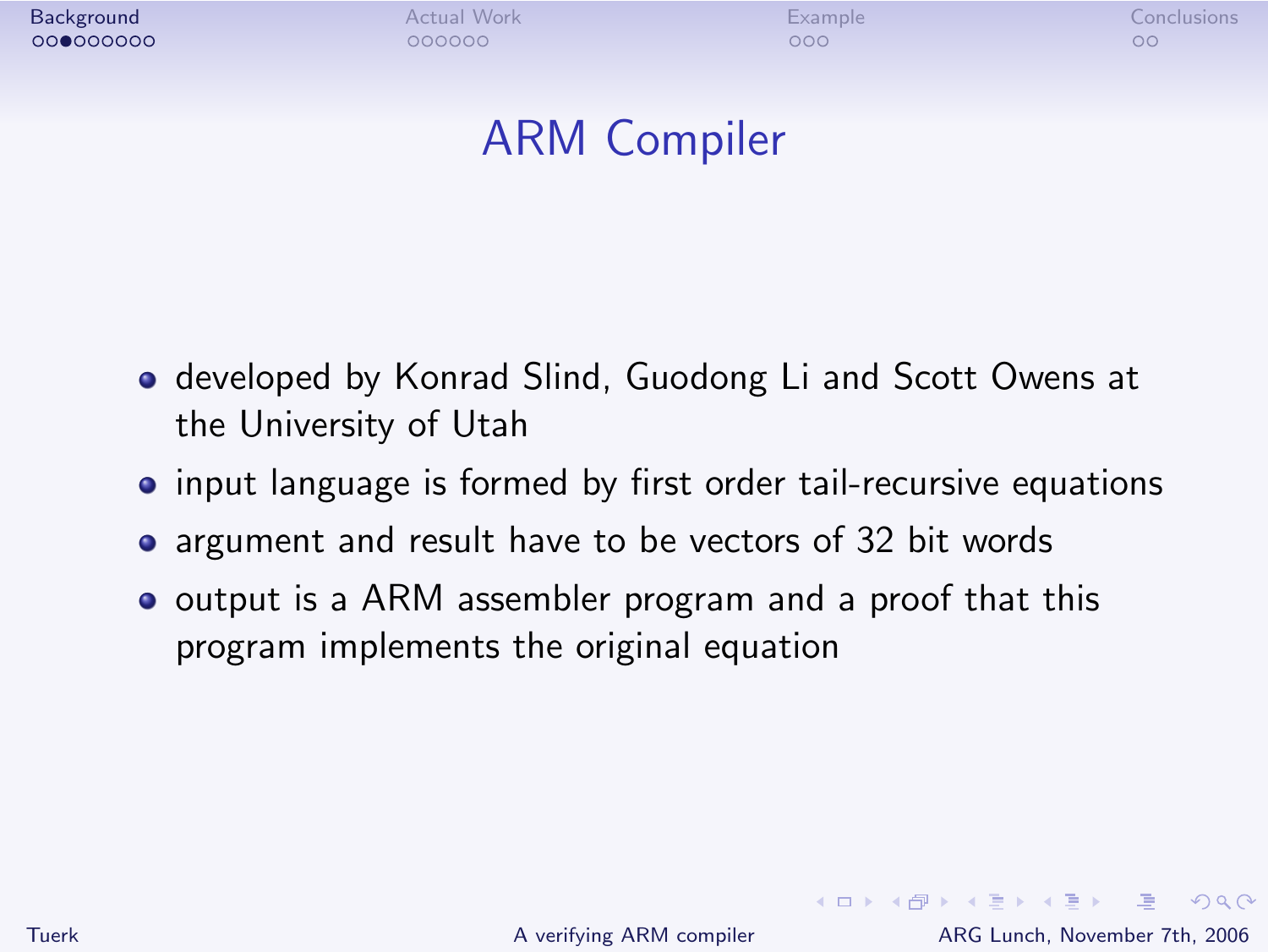# ARM Compiler

- developed by Konrad Slind, Guodong Li and Scott Owens at the University of Utah
- input language is formed by first order tail-recursive equations
- argument and result have to be vectors of 32 bit words
- output is a ARM assembler program and a proof that this program implements the original equation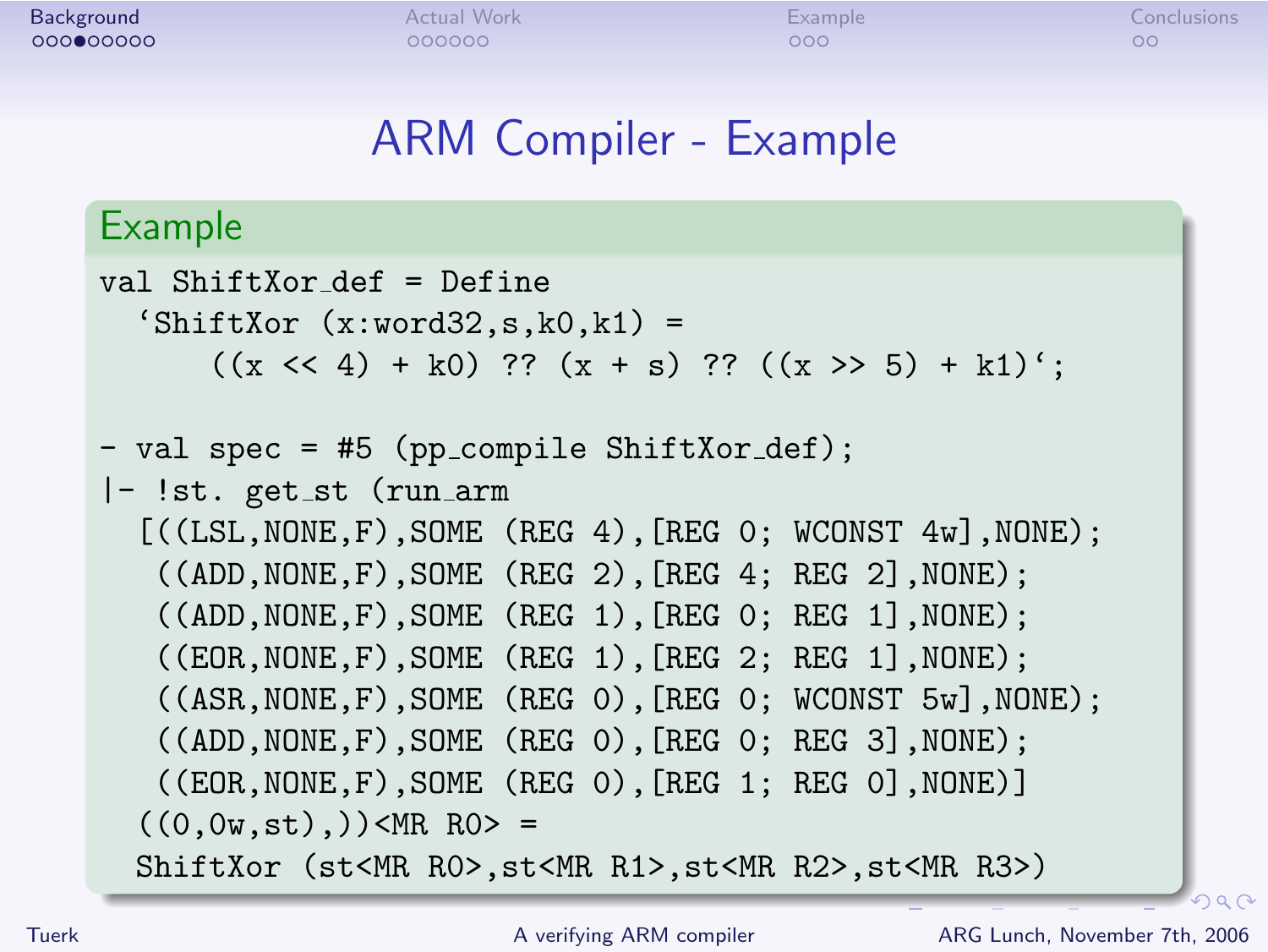# ARM Compiler - Example

## Example

```
val ShiftXor_def = Define
  `ShiftXor (x:word32,s,k0,k1) =
      ((x << 4) + k0) ?? (x + s) ?? ((x >> 5) + k1)`;

- val spec = #5 (pp_compile ShiftXor_def);
|- !st. get_st (run_arm
  [((LSL,NONE,F),SOME (REG 4),[REG 0; WCONST 4w],NONE);
   ((ADD,NONE,F),SOME (REG 2),[REG 4; REG 2],NONE);
   ((ADD,NONE,F),SOME (REG 1),[REG 0; REG 1],NONE);
   ((EOR,NONE,F),SOME (REG 1),[REG 2; REG 1],NONE);
   ((ASR,NONE,F),SOME (REG 0),[REG 0; WCONST 5w],NONE);
   ((ADD,NONE,F),SOME (REG 0),[REG 0; REG 3],NONE);
   ((EOR,NONE,F),SOME (REG 0),[REG 1; REG 0],NONE)]
  ((0,0w,st),))<MR R0> =
  ShiftXor (st<MR R0>,st<MR R1>,st<MR R2>,st<MR R3>)
```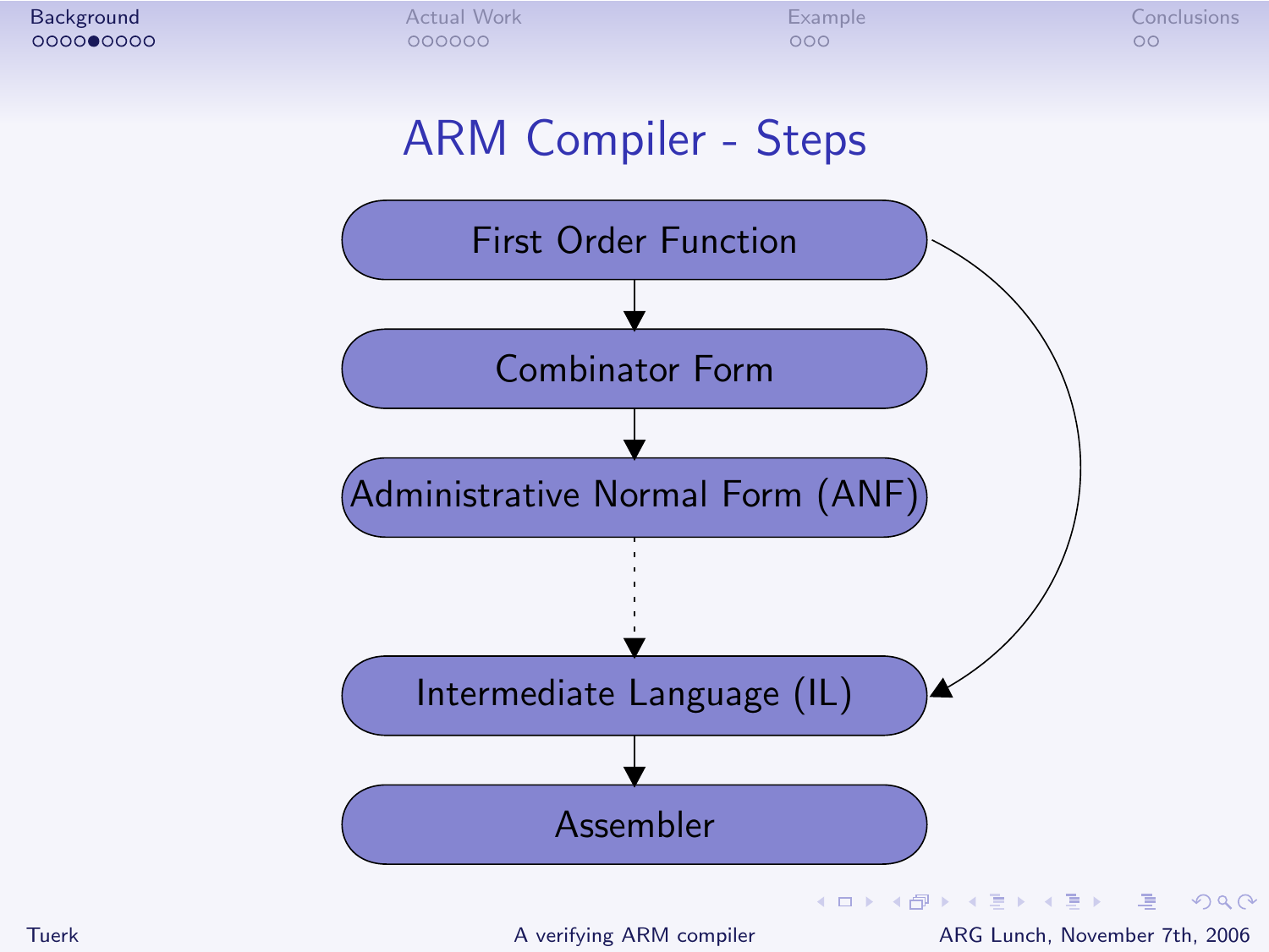# ARM Compiler - Steps

- First Order Function
- Combinator Form
- Administrative Normal Form (ANF)
- Intermediate Language (IL)
- Assembler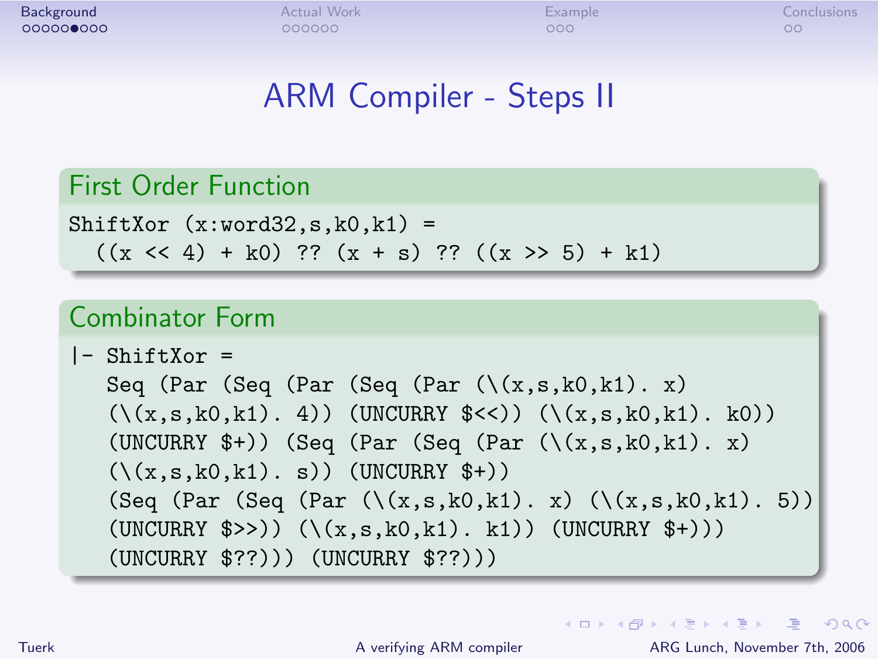# ARM Compiler - Steps II

## First Order Function

```
ShiftXor (x:word32,s,k0,k1) =
  ((x << 4) + k0) ?? (x + s) ?? ((x >> 5) + k1)
```

## Combinator Form

```
|- ShiftXor =
   Seq (Par (Seq (Par (Seq (Par (\(x,s,k0,k1). x)
   (\(x,s,k0,k1). 4)) (UNCURRY $<<)) (\(x,s,k0,k1). k0))
   (UNCURRY $+)) (Seq (Par (Seq (Par (\(x,s,k0,k1). x)
   (\(x,s,k0,k1). s)) (UNCURRY $+))
   (Seq (Par (Seq (Par (\(x,s,k0,k1). x) (\(x,s,k0,k1). 5))
   (UNCURRY $>>)) (\(x,s,k0,k1). k1)) (UNCURRY $+)))
   (UNCURRY $??))) (UNCURRY $??)))
```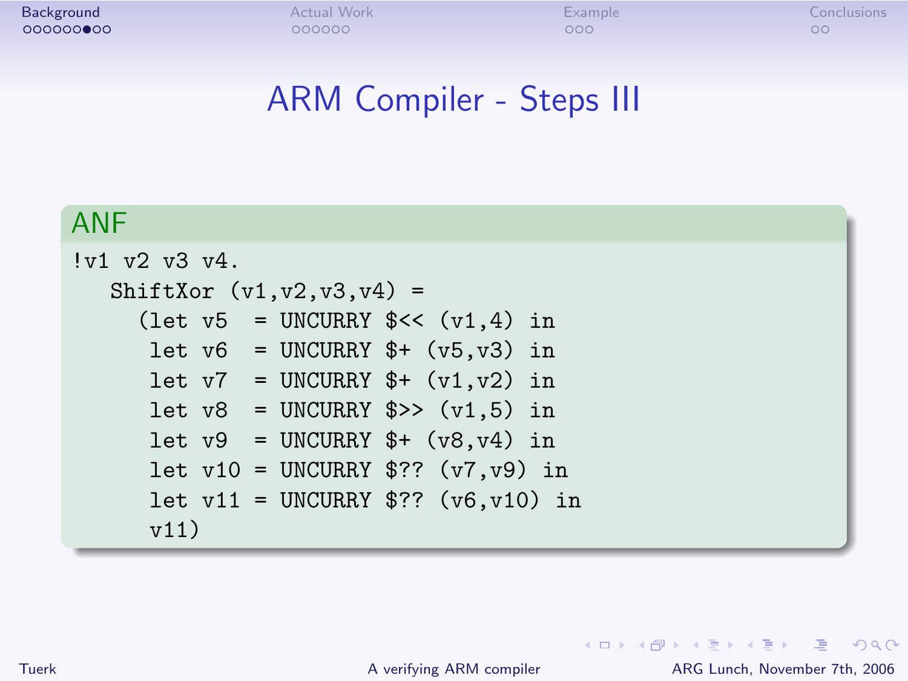# ARM Compiler - Steps III

## ANF

```
!v1 v2 v3 v4.
   ShiftXor (v1,v2,v3,v4) =
     (let v5  = UNCURRY $<< (v1,4) in
      let v6  = UNCURRY $+ (v5,v3) in
      let v7  = UNCURRY $+ (v1,v2) in
      let v8  = UNCURRY $>> (v1,5) in
      let v9  = UNCURRY $+ (v8,v4) in
      let v10 = UNCURRY $?? (v7,v9) in
      let v11 = UNCURRY $?? (v6,v10) in
      v11)
```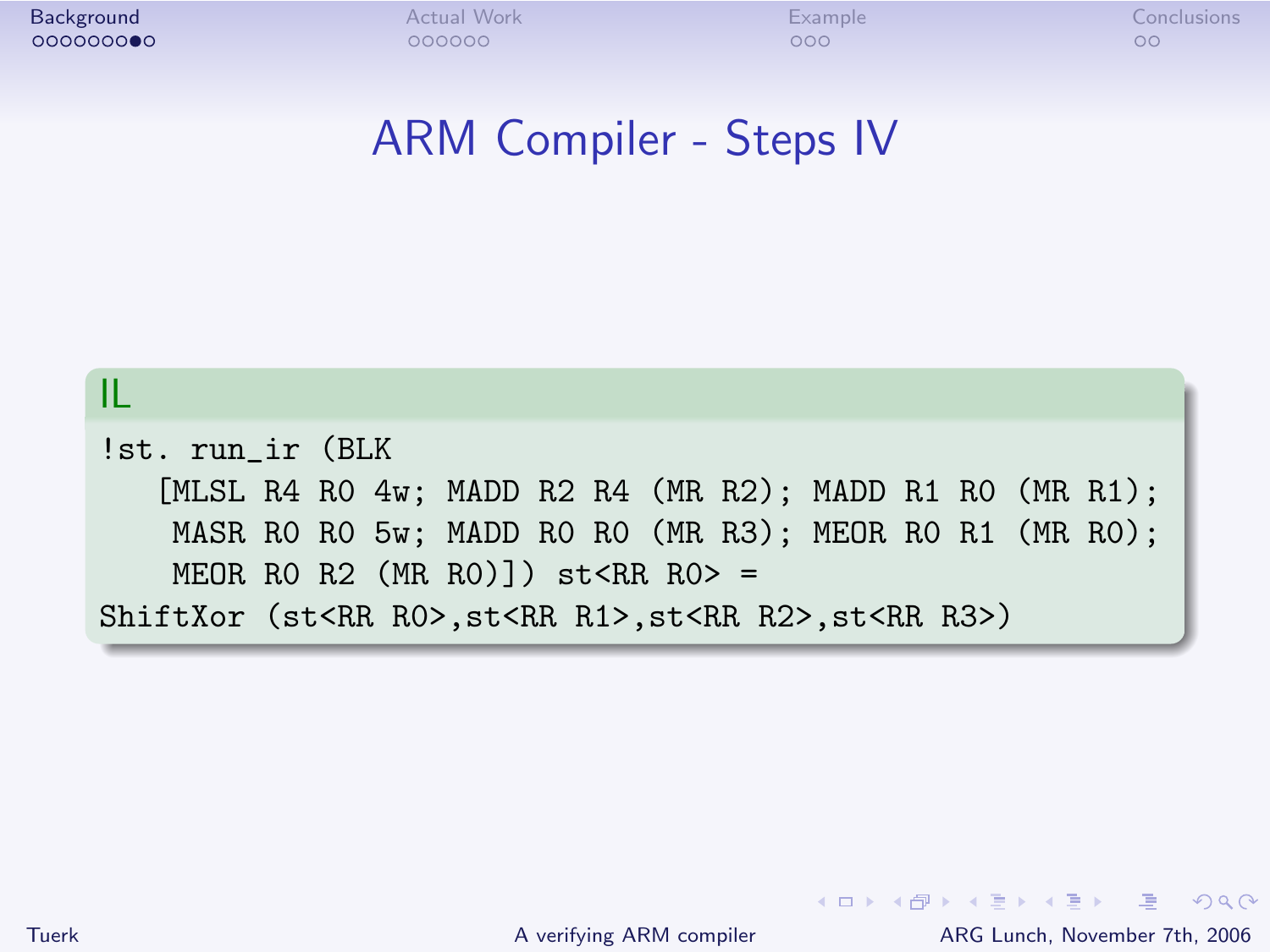# ARM Compiler - Steps IV

**IL**

```
!st. run_ir (BLK
   [MLSL R4 R0 4w; MADD R2 R4 (MR R2); MADD R1 R0 (MR R1);
    MASR R0 R0 5w; MADD R0 R0 (MR R3); MEOR R0 R1 (MR R0);
    MEOR R0 R2 (MR R0)]) st<RR R0> =
ShiftXor (st<RR R0>,st<RR R1>,st<RR R2>,st<RR R3>)
```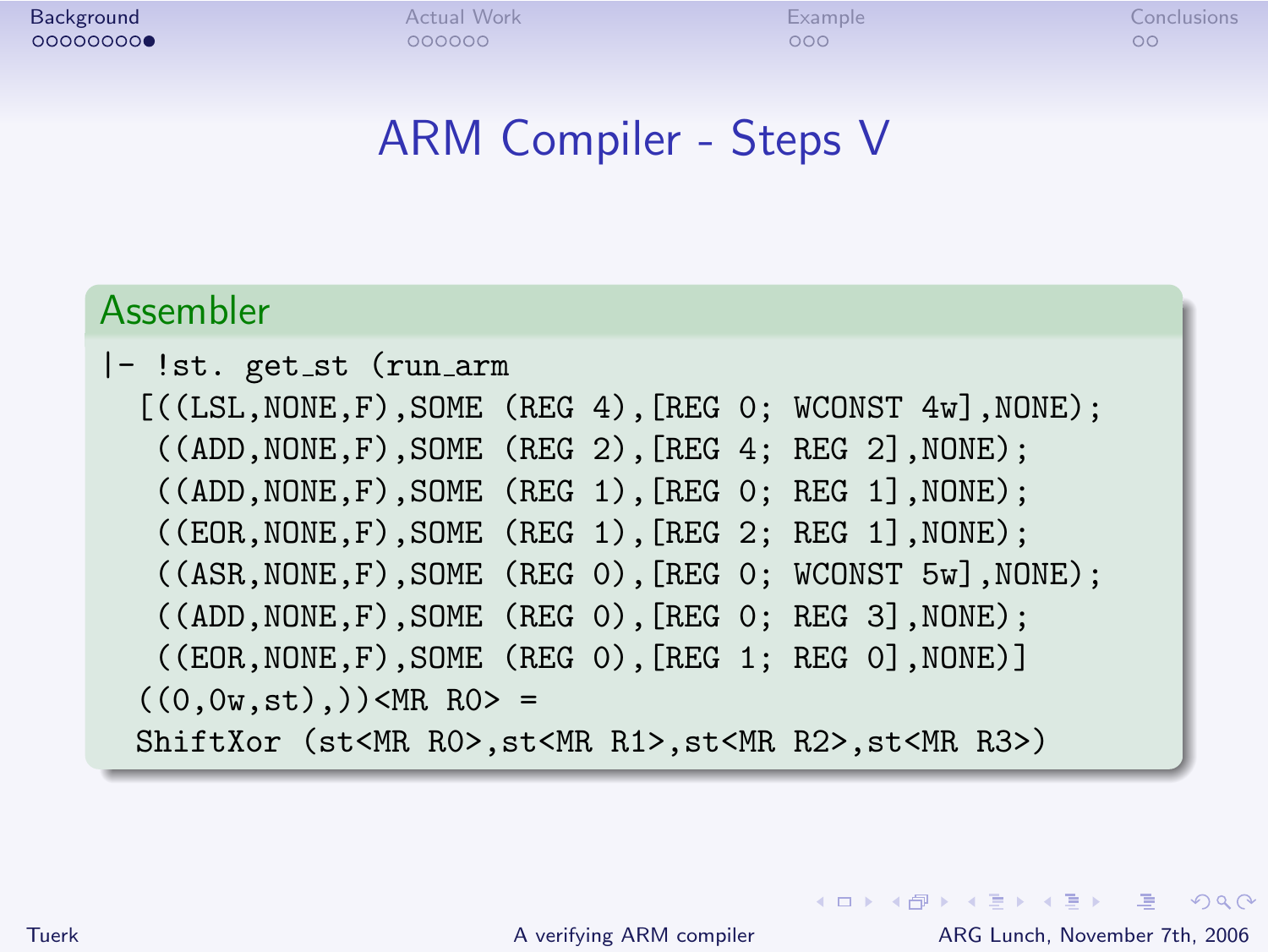# ARM Compiler - Steps V

## Assembler

```
|- !st. get_st (run_arm
  [((LSL,NONE,F),SOME (REG 4),[REG 0; WCONST 4w],NONE);
   ((ADD,NONE,F),SOME (REG 2),[REG 4; REG 2],NONE);
   ((ADD,NONE,F),SOME (REG 1),[REG 0; REG 1],NONE);
   ((EOR,NONE,F),SOME (REG 1),[REG 2; REG 1],NONE);
   ((ASR,NONE,F),SOME (REG 0),[REG 0; WCONST 5w],NONE);
   ((ADD,NONE,F),SOME (REG 0),[REG 0; REG 3],NONE);
   ((EOR,NONE,F),SOME (REG 0),[REG 1; REG 0],NONE)]
  ((0,0w,st),))<MR R0> =
  ShiftXor (st<MR R0>,st<MR R1>,st<MR R2>,st<MR R3>)
```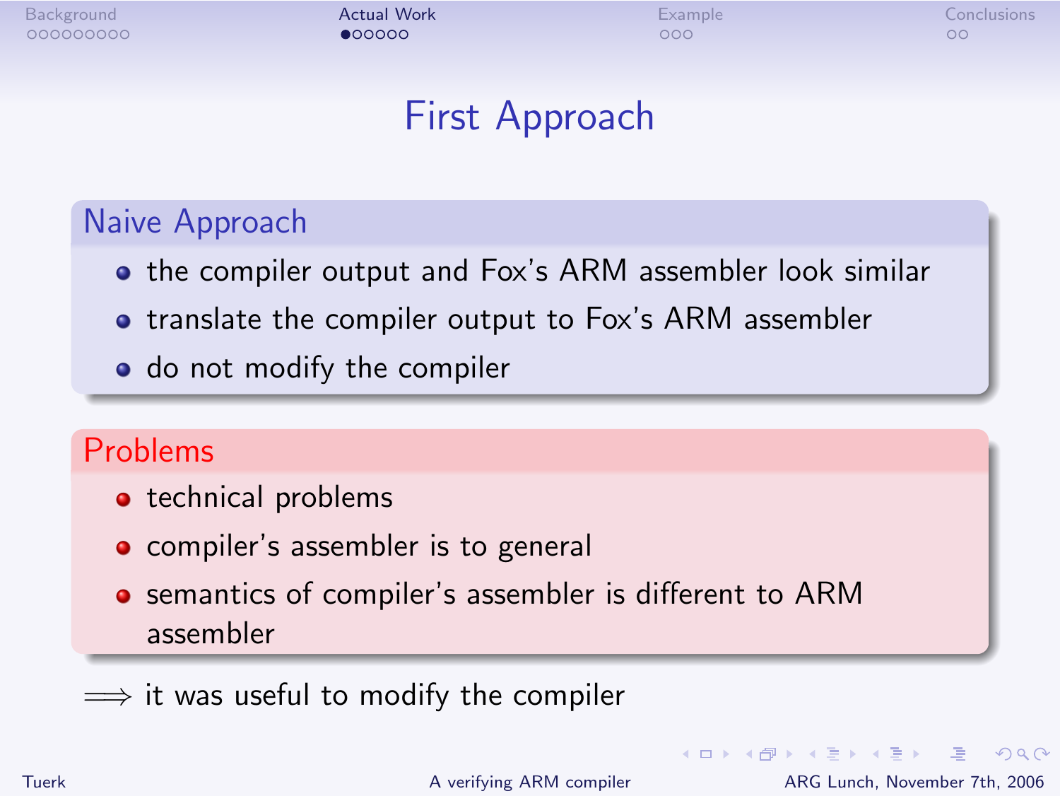# First Approach

## Naive Approach

- the compiler output and Fox's ARM assembler look similar
- translate the compiler output to Fox's ARM assembler
- do not modify the compiler

## Problems

- technical problems
- compiler's assembler is to general
- semantics of compiler's assembler is different to ARM assembler

$\Longrightarrow$ it was useful to modify the compiler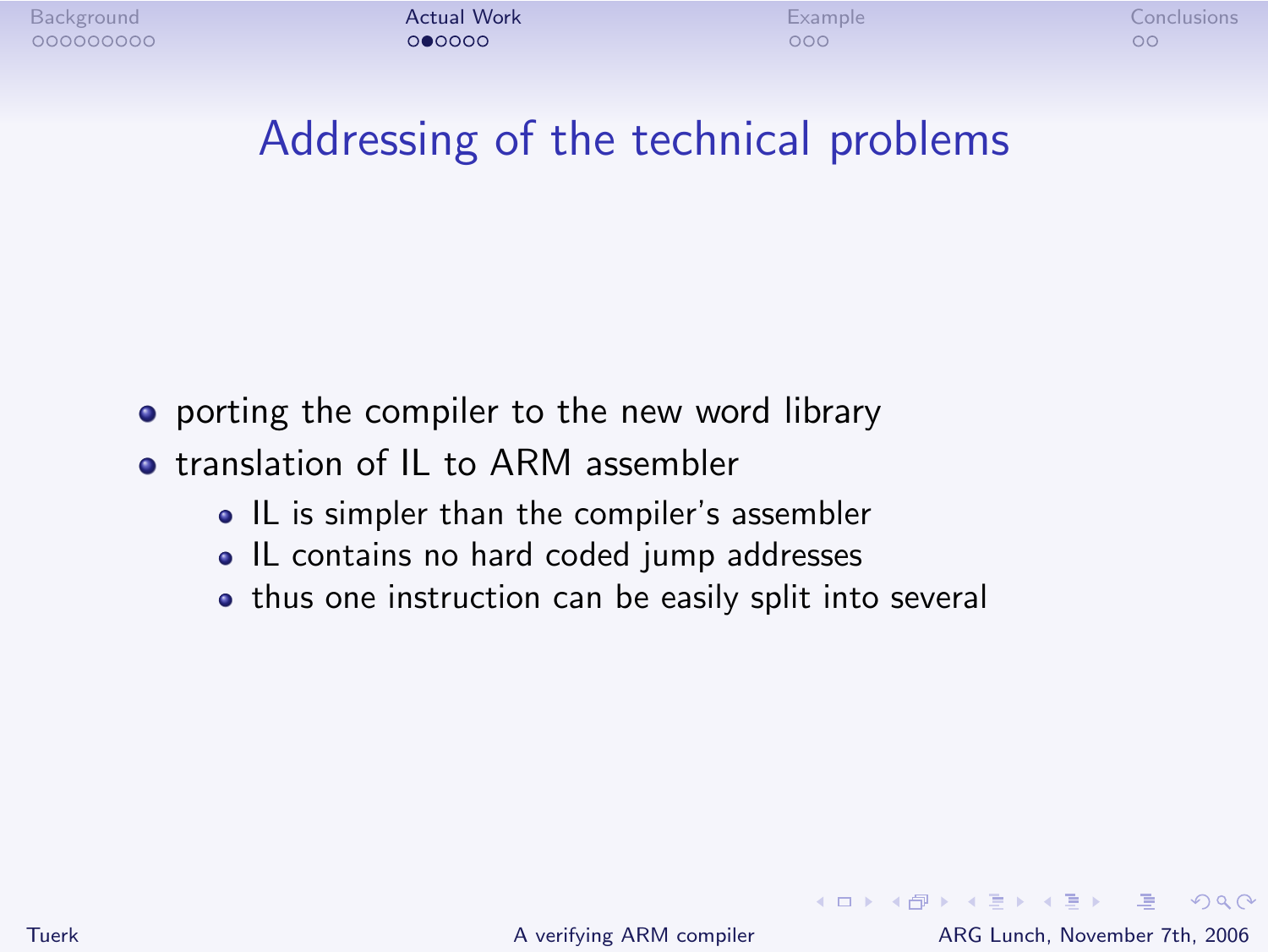# Addressing of the technical problems

- porting the compiler to the new word library
- translation of IL to ARM assembler
  - IL is simpler than the compiler's assembler
  - IL contains no hard coded jump addresses
  - thus one instruction can be easily split into several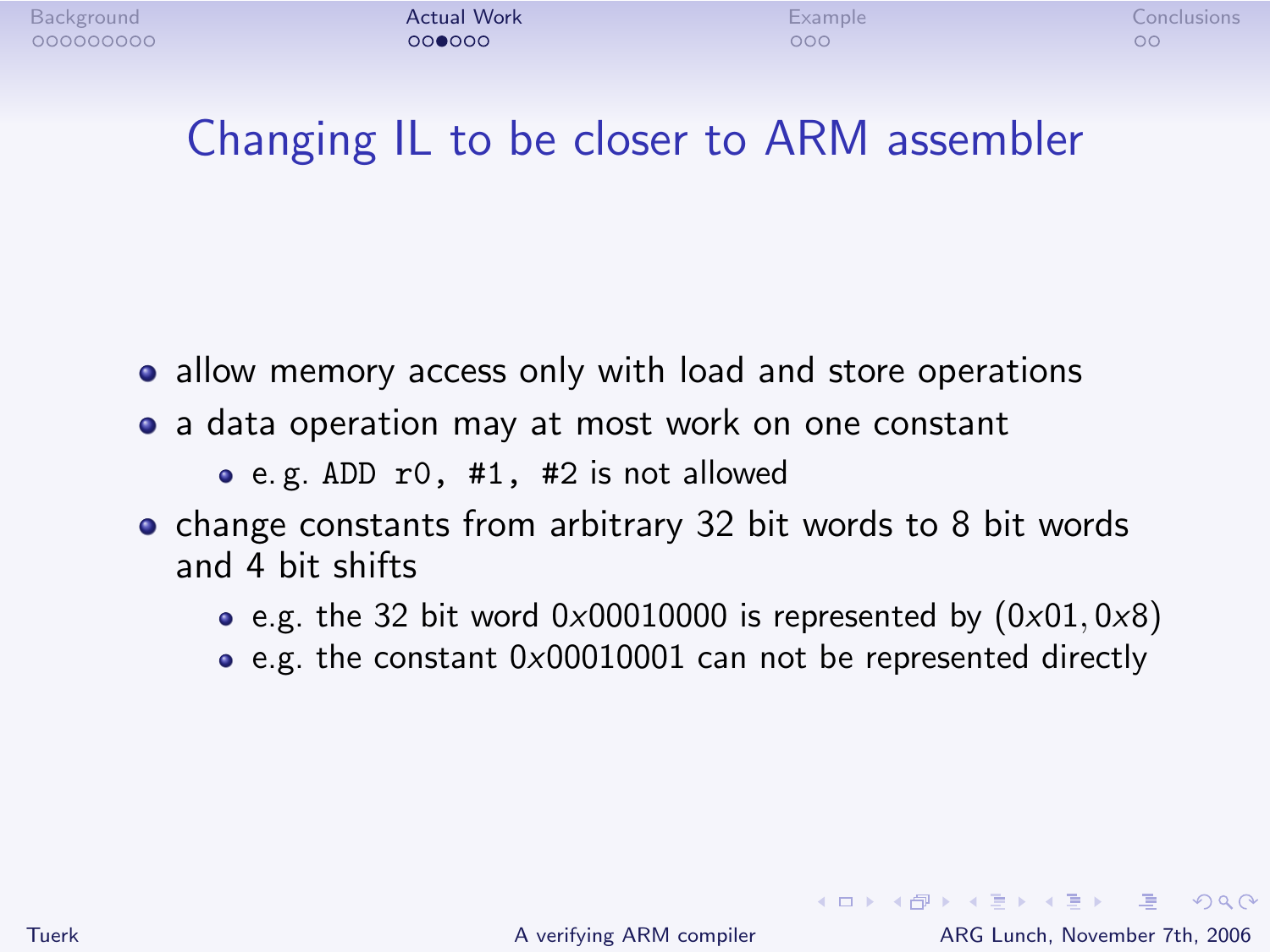# Changing IL to be closer to ARM assembler

- allow memory access only with load and store operations
- a data operation may at most work on one constant
  - e. g. `ADD r0, #1, #2` is not allowed
- change constants from arbitrary 32 bit words to 8 bit words and 4 bit shifts
  - e.g. the 32 bit word $0x00010000$ is represented by $(0x01, 0x8)$
  - e.g. the constant $0x00010001$ can not be represented directly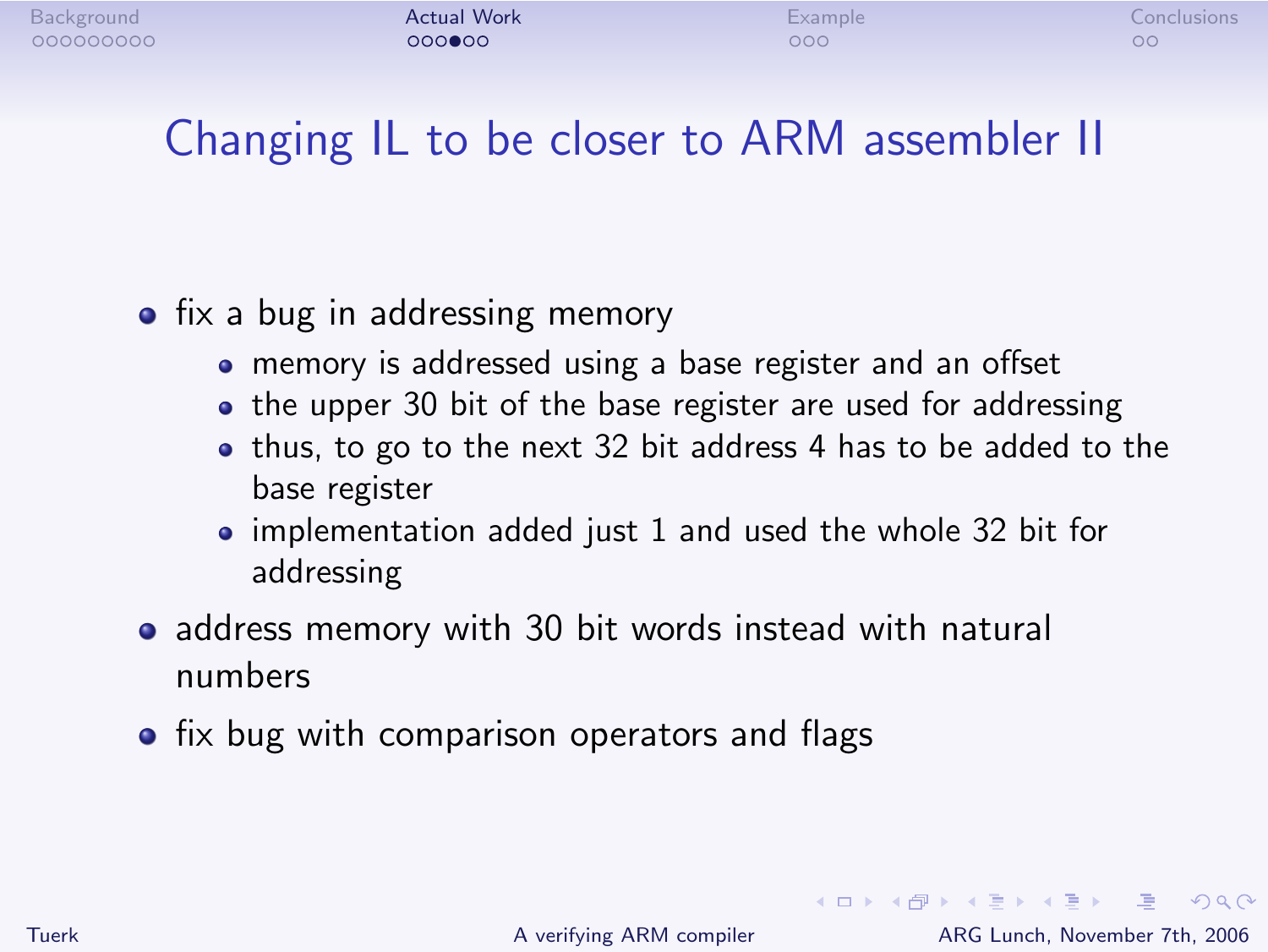## Changing IL to be closer to ARM assembler II

- fix a bug in addressing memory
  - memory is addressed using a base register and an offset
  - the upper 30 bit of the base register are used for addressing
  - thus, to go to the next 32 bit address 4 has to be added to the base register
  - implementation added just 1 and used the whole 32 bit for addressing
- address memory with 30 bit words instead with natural numbers
- fix bug with comparison operators and flags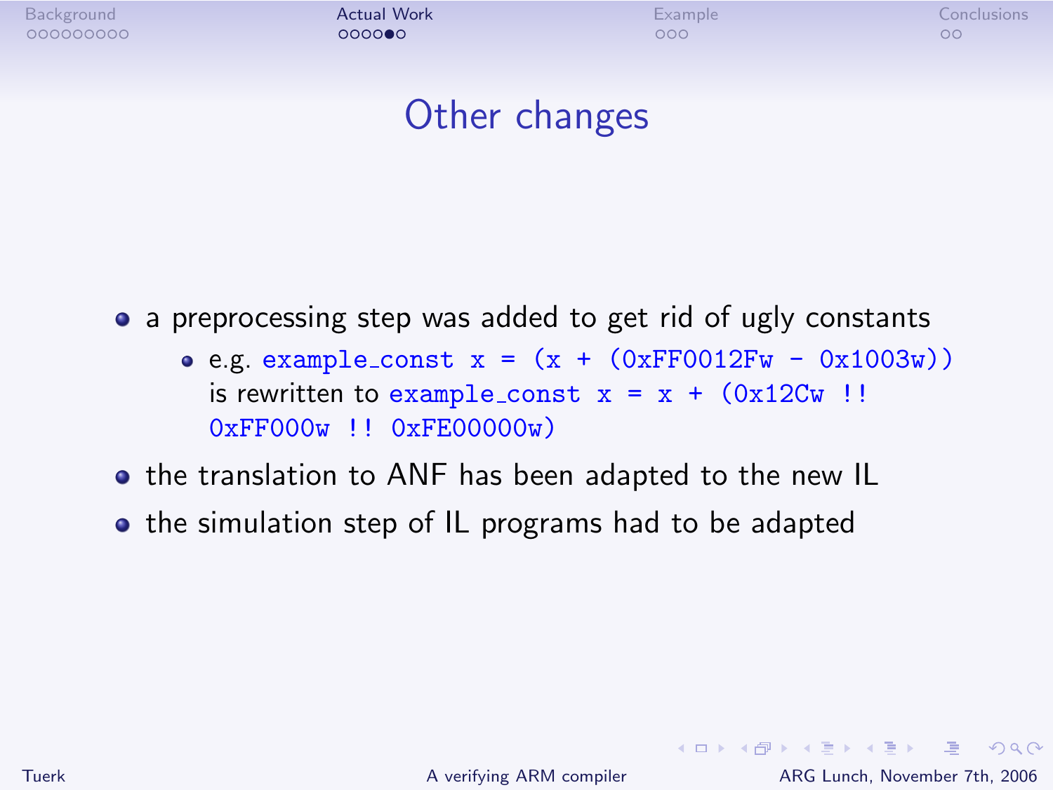# Other changes

- a preprocessing step was added to get rid of ugly constants
  - e.g. `example_const x = (x + (0xFF0012Fw - 0x1003w))` is rewritten to `example_const x = x + (0x12Cw !! 0xFF000w !! 0xFE00000w)`
- the translation to ANF has been adapted to the new IL
- the simulation step of IL programs had to be adapted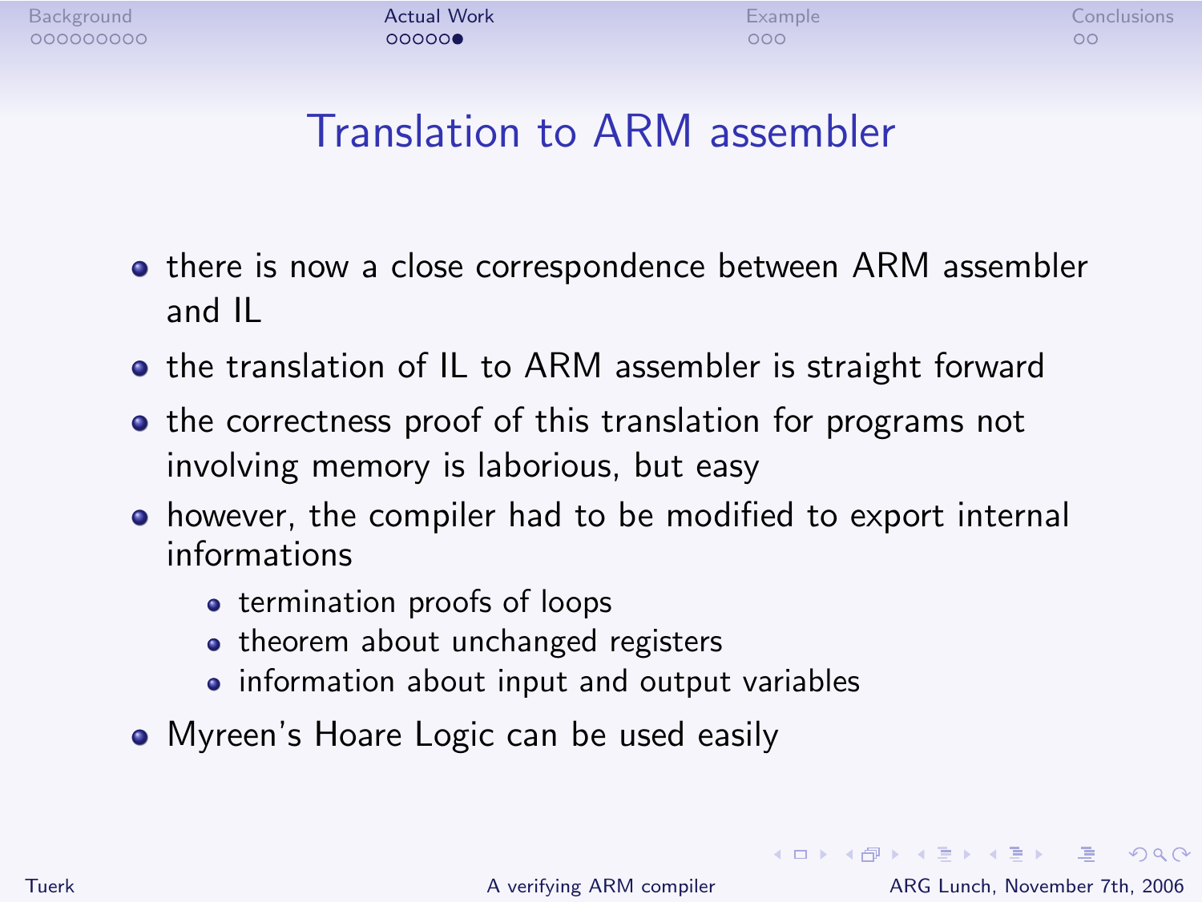# Translation to ARM assembler

- there is now a close correspondence between ARM assembler and IL
- the translation of IL to ARM assembler is straight forward
- the correctness proof of this translation for programs not involving memory is laborious, but easy
- however, the compiler had to be modified to export internal informations
  - termination proofs of loops
  - theorem about unchanged registers
  - information about input and output variables
- Myreen's Hoare Logic can be used easily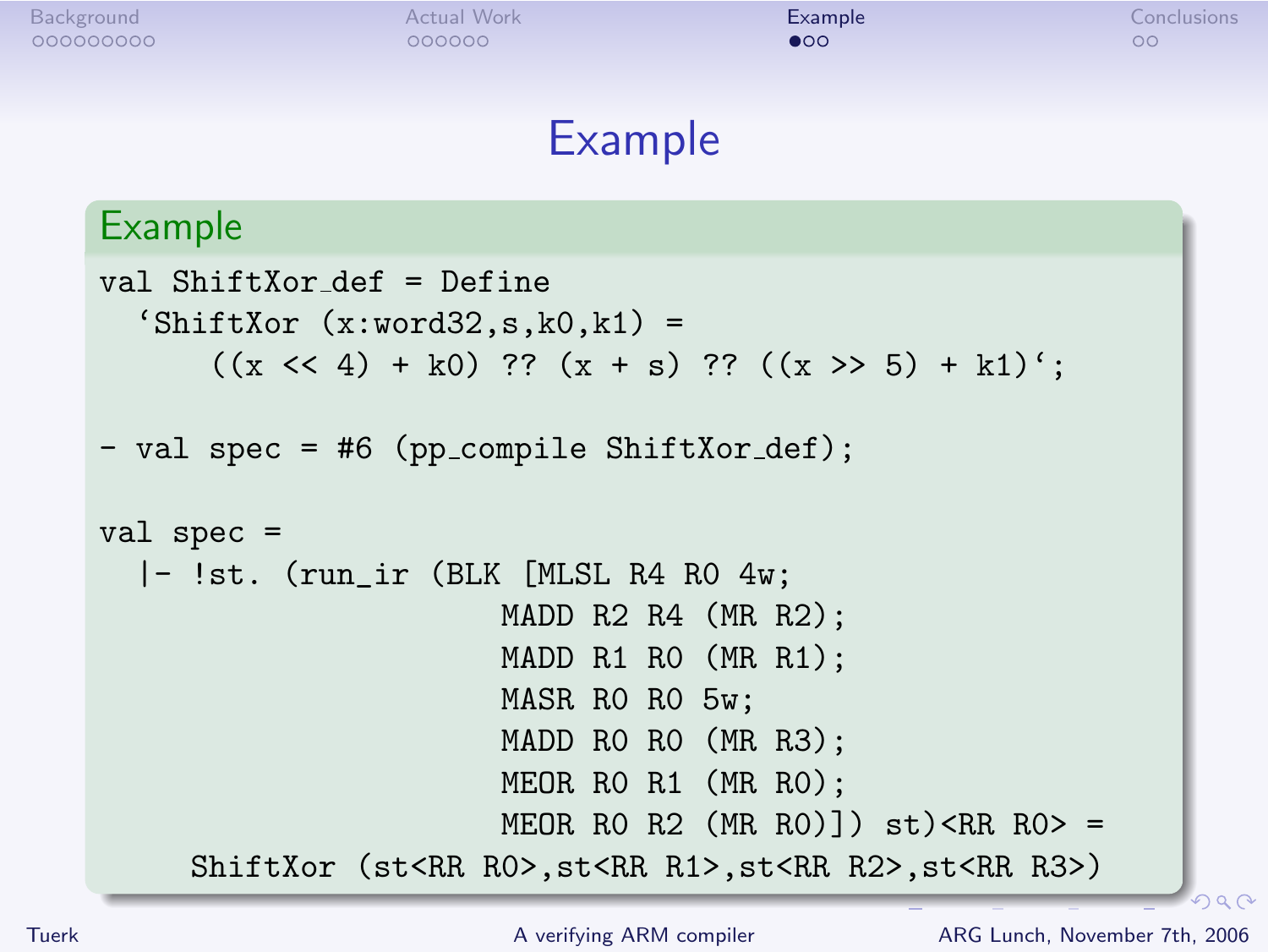# Example

## Example

```
val ShiftXor_def = Define
  `ShiftXor (x:word32,s,k0,k1) =
      ((x << 4) + k0) ?? (x + s) ?? ((x >> 5) + k1)`;

- val spec = #6 (pp_compile ShiftXor_def);

val spec =
  |- !st. (run_ir (BLK [MLSL R4 R0 4w;
                        MADD R2 R4 (MR R2);
                        MADD R1 R0 (MR R1);
                        MASR R0 R0 5w;
                        MADD R0 R0 (MR R3);
                        MEOR R0 R1 (MR R0);
                        MEOR R0 R2 (MR R0)]) st)<RR R0> =
     ShiftXor (st<RR R0>,st<RR R1>,st<RR R2>,st<RR R3>)
```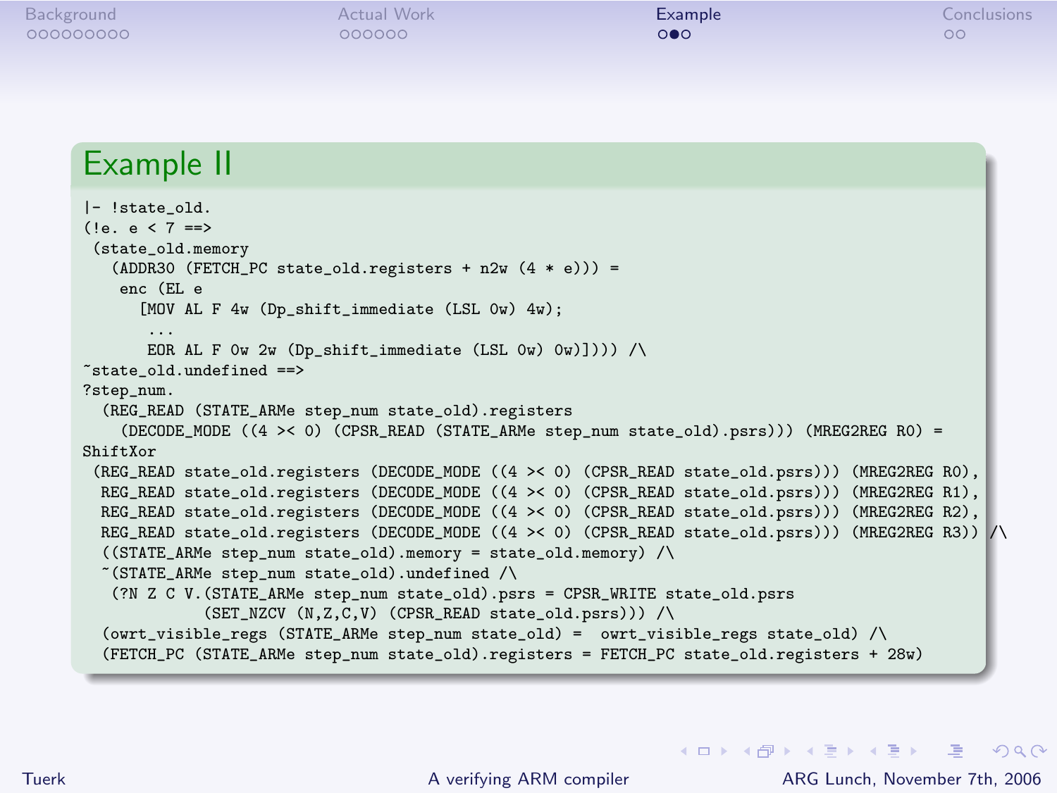## Example II

```
|- !state_old.
(!e. e < 7 ==>
 (state_old.memory
   (ADDR30 (FETCH_PC state_old.registers + n2w (4 * e))) =
    enc (EL e
      [MOV AL F 4w (Dp_shift_immediate (LSL 0w) 4w);
       ...
       EOR AL F 0w 2w (Dp_shift_immediate (LSL 0w) 0w)]))) /\
~state_old.undefined ==>
?step_num.
  (REG_READ (STATE_ARMe step_num state_old).registers
    (DECODE_MODE ((4 >< 0) (CPSR_READ (STATE_ARMe step_num state_old).psrs))) (MREG2REG R0) =
ShiftXor
 (REG_READ state_old.registers (DECODE_MODE ((4 >< 0) (CPSR_READ state_old.psrs))) (MREG2REG R0),
  REG_READ state_old.registers (DECODE_MODE ((4 >< 0) (CPSR_READ state_old.psrs))) (MREG2REG R1),
  REG_READ state_old.registers (DECODE_MODE ((4 >< 0) (CPSR_READ state_old.psrs))) (MREG2REG R2),
  REG_READ state_old.registers (DECODE_MODE ((4 >< 0) (CPSR_READ state_old.psrs))) (MREG2REG R3)) /\
  ((STATE_ARMe step_num state_old).memory = state_old.memory) /\
  ~(STATE_ARMe step_num state_old).undefined /\
   (?N Z C V.(STATE_ARMe step_num state_old).psrs = CPSR_WRITE state_old.psrs
             (SET_NZCV (N,Z,C,V) (CPSR_READ state_old.psrs))) /\
  (owrt_visible_regs (STATE_ARMe step_num state_old) =  owrt_visible_regs state_old) /\
  (FETCH_PC (STATE_ARMe step_num state_old).registers = FETCH_PC state_old.registers + 28w)
```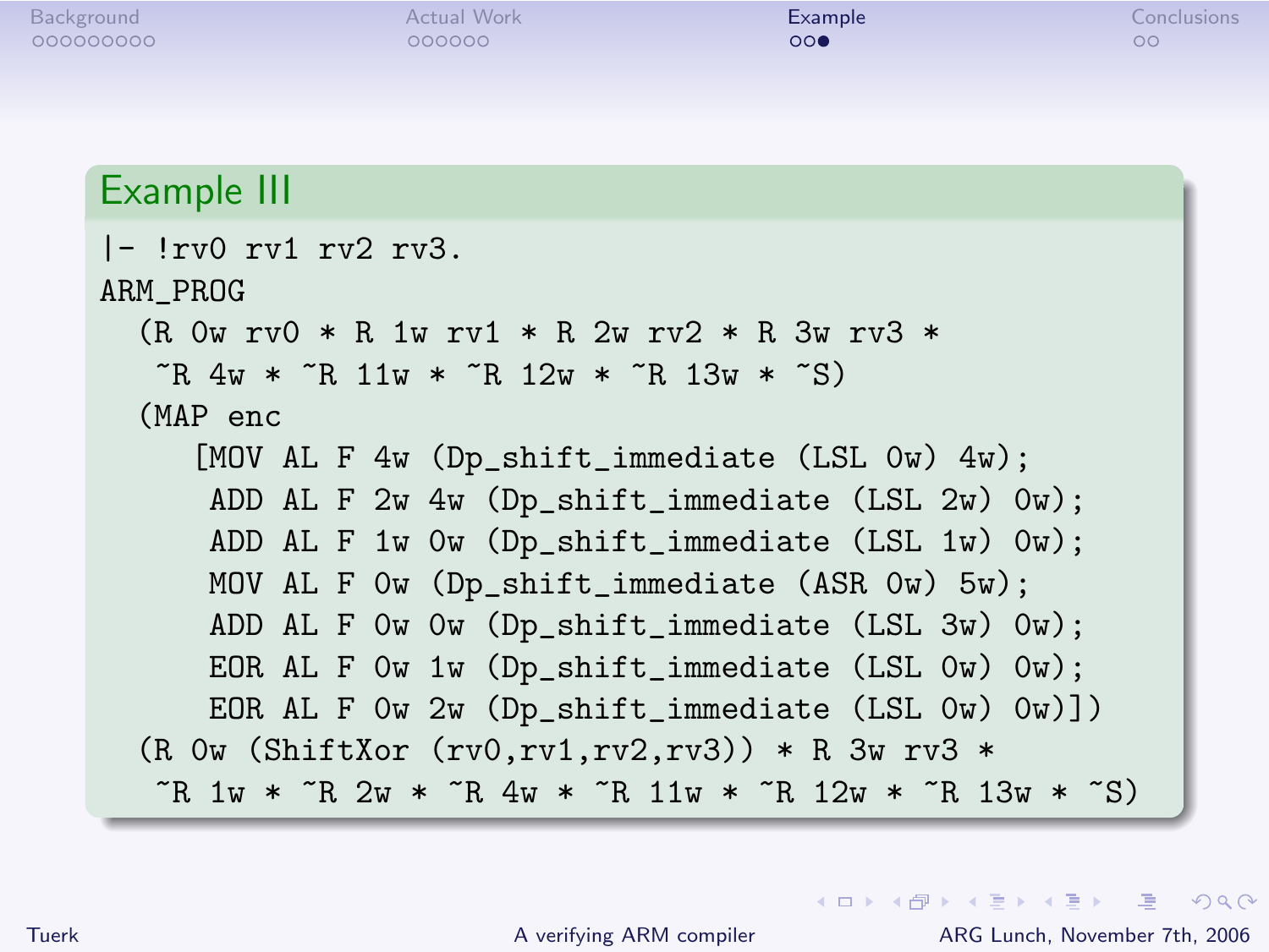## Example III

```
|- !rv0 rv1 rv2 rv3.
ARM_PROG
  (R 0w rv0 * R 1w rv1 * R 2w rv2 * R 3w rv3 *
   ~R 4w * ~R 11w * ~R 12w * ~R 13w * ~S)
  (MAP enc
     [MOV AL F 4w (Dp_shift_immediate (LSL 0w) 4w);
      ADD AL F 2w 4w (Dp_shift_immediate (LSL 2w) 0w);
      ADD AL F 1w 0w (Dp_shift_immediate (LSL 1w) 0w);
      MOV AL F 0w (Dp_shift_immediate (ASR 0w) 5w);
      ADD AL F 0w 0w (Dp_shift_immediate (LSL 3w) 0w);
      EOR AL F 0w 1w (Dp_shift_immediate (LSL 0w) 0w);
      EOR AL F 0w 2w (Dp_shift_immediate (LSL 0w) 0w)])
  (R 0w (ShiftXor (rv0,rv1,rv2,rv3)) * R 3w rv3 *
   ~R 1w * ~R 2w * ~R 4w * ~R 11w * ~R 12w * ~R 13w * ~S)
```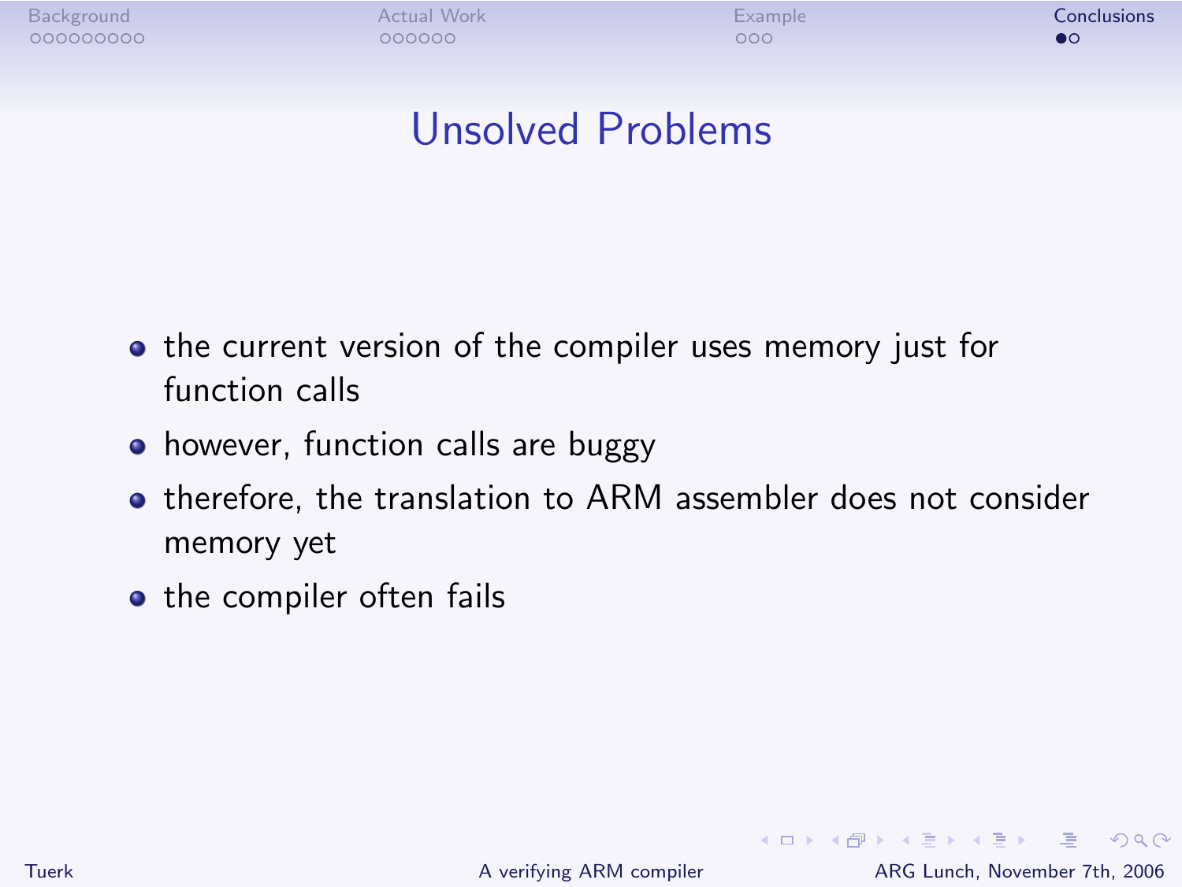# Unsolved Problems

- the current version of the compiler uses memory just for function calls
- however, function calls are buggy
- therefore, the translation to ARM assembler does not consider memory yet
- the compiler often fails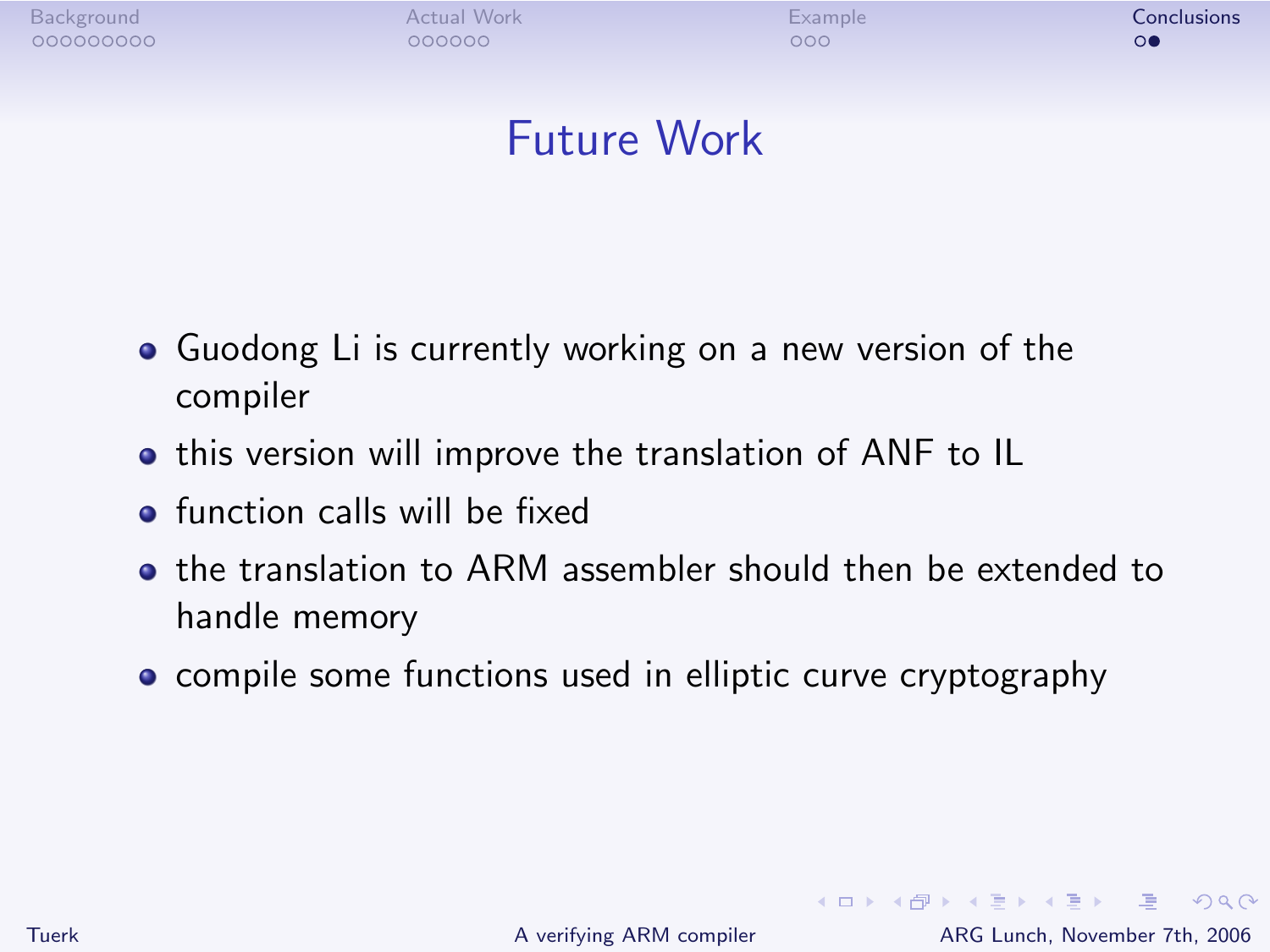# Future Work

- Guodong Li is currently working on a new version of the compiler
- this version will improve the translation of ANF to IL
- function calls will be fixed
- the translation to ARM assembler should then be extended to handle memory
- compile some functions used in elliptic curve cryptography